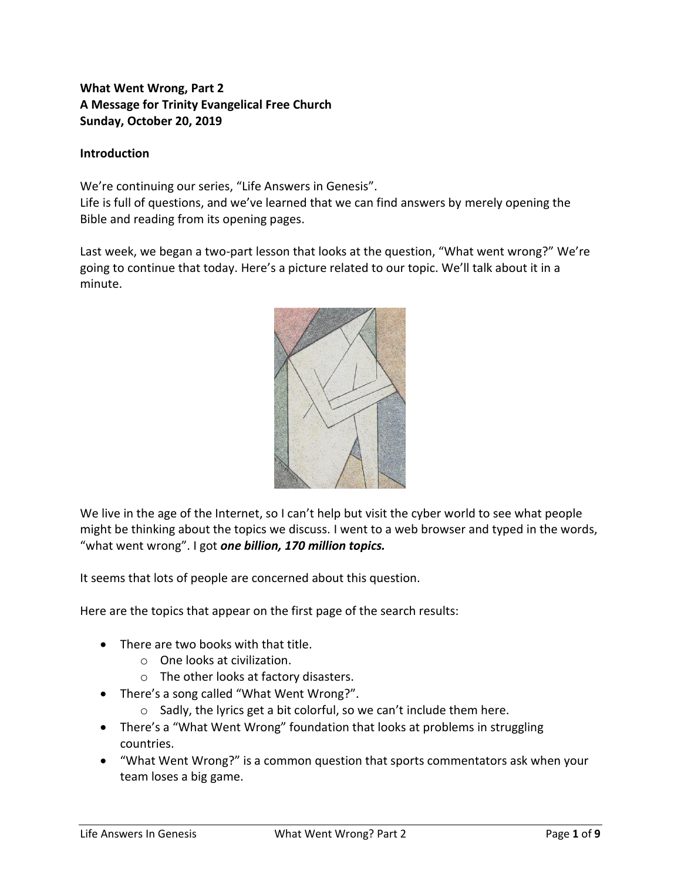**What Went Wrong, Part 2**
**A Message for Trinity Evangelical Free Church**
**Sunday, October 20, 2019**

**Introduction**

We're continuing our series, "Life Answers in Genesis".
Life is full of questions, and we've learned that we can find answers by merely opening the Bible and reading from its opening pages.

Last week, we began a two-part lesson that looks at the question, "What went wrong?" We're going to continue that today. Here's a picture related to our topic. We'll talk about it in a minute.

We live in the age of the Internet, so I can't help but visit the cyber world to see what people might be thinking about the topics we discuss. I went to a web browser and typed in the words, "what went wrong". I got ***one billion, 170 million topics.***

It seems that lots of people are concerned about this question.

Here are the topics that appear on the first page of the search results:

- There are two books with that title.
  - One looks at civilization.
  - The other looks at factory disasters.
- There's a song called "What Went Wrong?".
  - Sadly, the lyrics get a bit colorful, so we can't include them here.
- There's a "What Went Wrong" foundation that looks at problems in struggling countries.
- "What Went Wrong?" is a common question that sports commentators ask when your team loses a big game.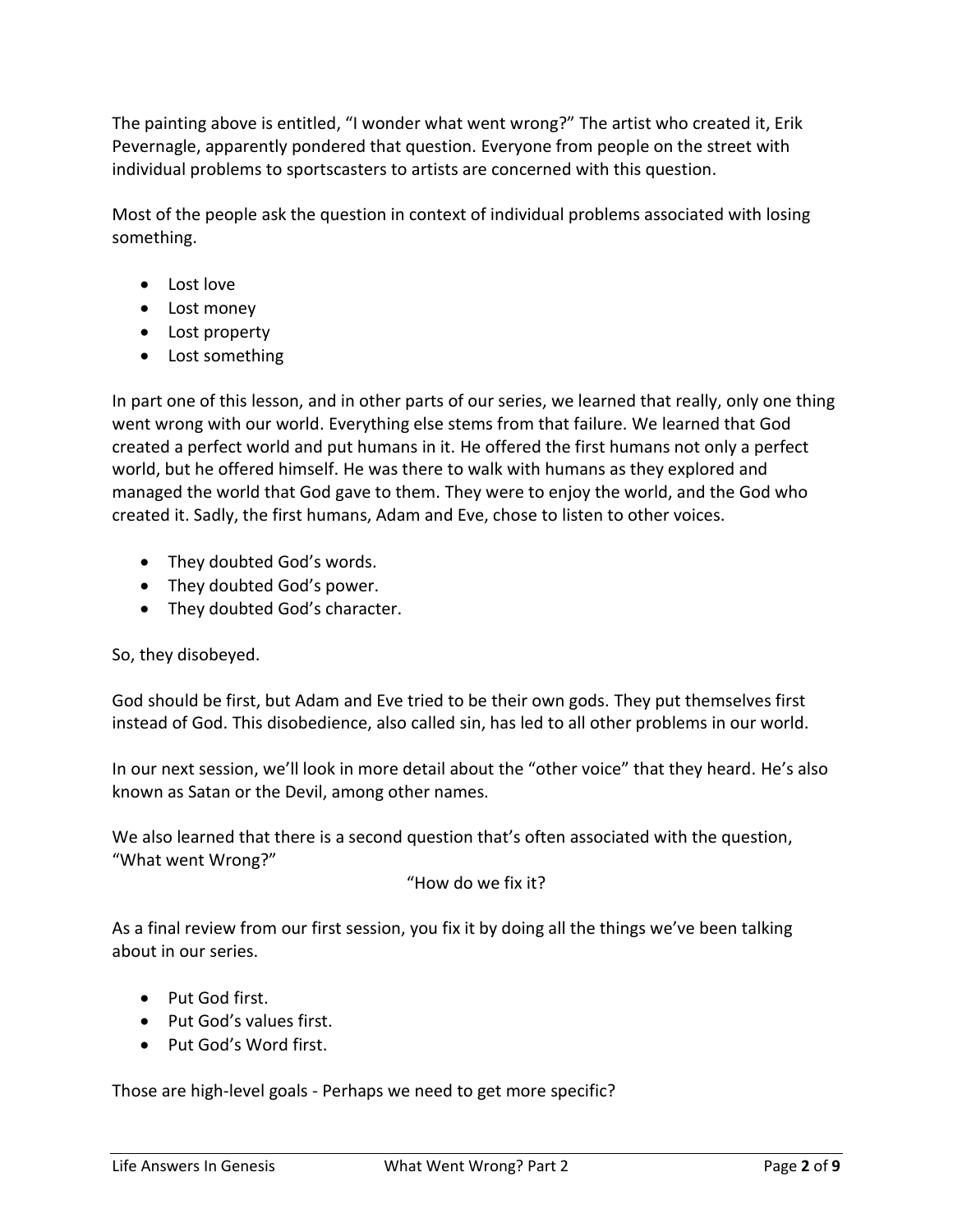The painting above is entitled, "I wonder what went wrong?" The artist who created it, Erik Pevernagle, apparently pondered that question. Everyone from people on the street with individual problems to sportscasters to artists are concerned with this question.

Most of the people ask the question in context of individual problems associated with losing something.

- Lost love
- Lost money
- Lost property
- Lost something

In part one of this lesson, and in other parts of our series, we learned that really, only one thing went wrong with our world. Everything else stems from that failure. We learned that God created a perfect world and put humans in it. He offered the first humans not only a perfect world, but he offered himself. He was there to walk with humans as they explored and managed the world that God gave to them. They were to enjoy the world, and the God who created it. Sadly, the first humans, Adam and Eve, chose to listen to other voices.

- They doubted God's words.
- They doubted God's power.
- They doubted God's character.

So, they disobeyed.

God should be first, but Adam and Eve tried to be their own gods. They put themselves first instead of God. This disobedience, also called sin, has led to all other problems in our world.

In our next session, we'll look in more detail about the "other voice" that they heard. He's also known as Satan or the Devil, among other names.

We also learned that there is a second question that's often associated with the question, "What went Wrong?"

"How do we fix it?

As a final review from our first session, you fix it by doing all the things we've been talking about in our series.

- Put God first.
- Put God's values first.
- Put God's Word first.

Those are high-level goals - Perhaps we need to get more specific?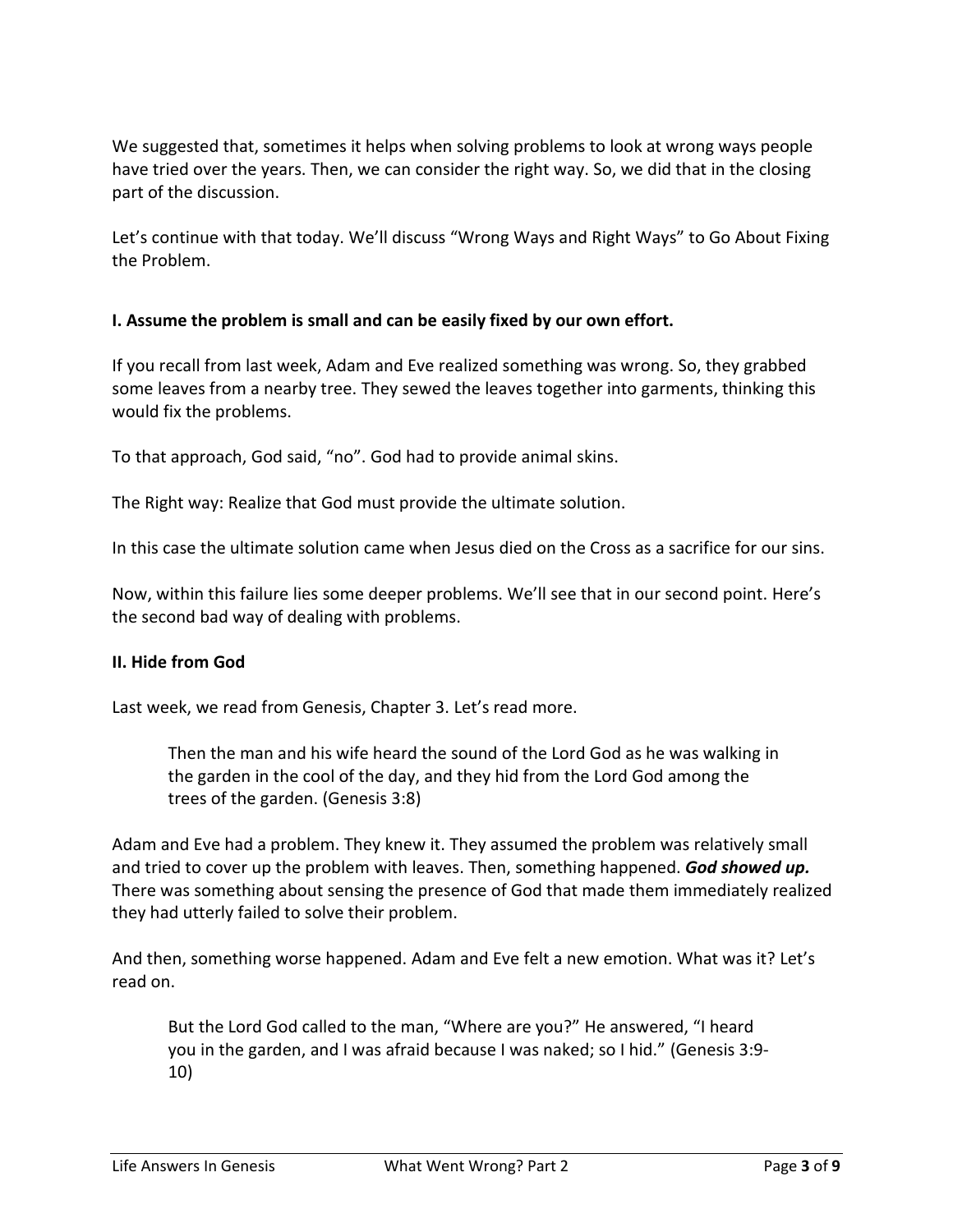We suggested that, sometimes it helps when solving problems to look at wrong ways people have tried over the years. Then, we can consider the right way. So, we did that in the closing part of the discussion.

Let's continue with that today. We'll discuss "Wrong Ways and Right Ways" to Go About Fixing the Problem.

**I. Assume the problem is small and can be easily fixed by our own effort.**

If you recall from last week, Adam and Eve realized something was wrong. So, they grabbed some leaves from a nearby tree. They sewed the leaves together into garments, thinking this would fix the problems.

To that approach, God said, "no". God had to provide animal skins.

The Right way: Realize that God must provide the ultimate solution.

In this case the ultimate solution came when Jesus died on the Cross as a sacrifice for our sins.

Now, within this failure lies some deeper problems. We'll see that in our second point. Here's the second bad way of dealing with problems.

**II. Hide from God**

Last week, we read from Genesis, Chapter 3. Let's read more.

> Then the man and his wife heard the sound of the Lord God as he was walking in the garden in the cool of the day, and they hid from the Lord God among the trees of the garden. (Genesis 3:8)

Adam and Eve had a problem. They knew it. They assumed the problem was relatively small and tried to cover up the problem with leaves. Then, something happened. ***God showed up.*** There was something about sensing the presence of God that made them immediately realized they had utterly failed to solve their problem.

And then, something worse happened. Adam and Eve felt a new emotion. What was it? Let's read on.

> But the Lord God called to the man, "Where are you?" He answered, "I heard you in the garden, and I was afraid because I was naked; so I hid." (Genesis 3:9-10)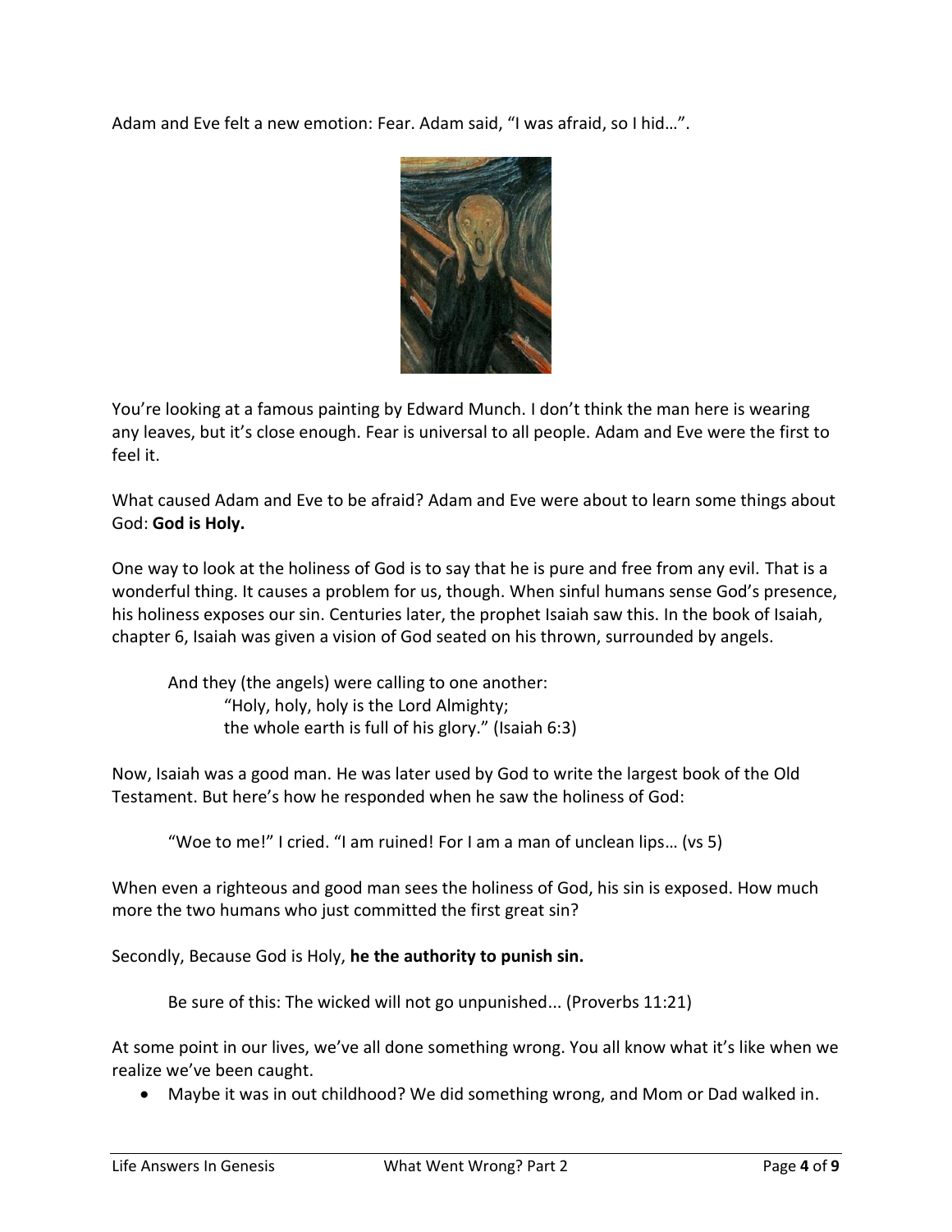Adam and Eve felt a new emotion: Fear. Adam said, “I was afraid, so I hid…”.

You’re looking at a famous painting by Edward Munch. I don’t think the man here is wearing any leaves, but it’s close enough. Fear is universal to all people. Adam and Eve were the first to feel it.

What caused Adam and Eve to be afraid? Adam and Eve were about to learn some things about God: **God is Holy.**

One way to look at the holiness of God is to say that he is pure and free from any evil. That is a wonderful thing. It causes a problem for us, though. When sinful humans sense God’s presence, his holiness exposes our sin. Centuries later, the prophet Isaiah saw this. In the book of Isaiah, chapter 6, Isaiah was given a vision of God seated on his thrown, surrounded by angels.

> And they (the angels) were calling to one another:
> “Holy, holy, holy is the Lord Almighty;
> the whole earth is full of his glory.” (Isaiah 6:3)

Now, Isaiah was a good man. He was later used by God to write the largest book of the Old Testament. But here’s how he responded when he saw the holiness of God:

> “Woe to me!” I cried. “I am ruined! For I am a man of unclean lips… (vs 5)

When even a righteous and good man sees the holiness of God, his sin is exposed. How much more the two humans who just committed the first great sin?

Secondly, Because God is Holy, **he the authority to punish sin.**

> Be sure of this: The wicked will not go unpunished... (Proverbs 11:21)

At some point in our lives, we’ve all done something wrong. You all know what it’s like when we realize we’ve been caught.

- Maybe it was in out childhood? We did something wrong, and Mom or Dad walked in.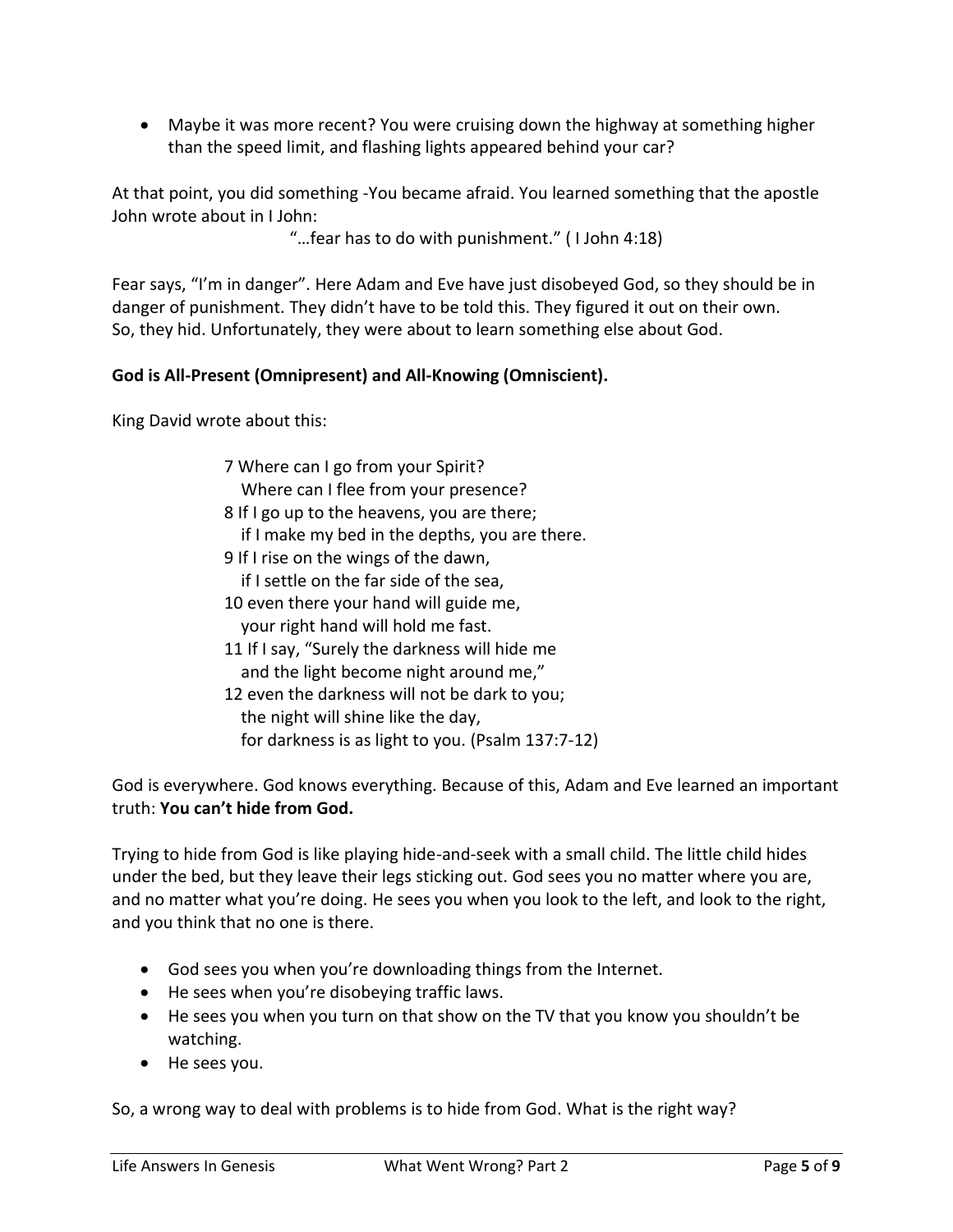- Maybe it was more recent? You were cruising down the highway at something higher than the speed limit, and flashing lights appeared behind your car?

At that point, you did something -You became afraid. You learned something that the apostle John wrote about in I John:

> "…fear has to do with punishment." ( I John 4:18)

Fear says, "I'm in danger". Here Adam and Eve have just disobeyed God, so they should be in danger of punishment. They didn't have to be told this. They figured it out on their own. So, they hid. Unfortunately, they were about to learn something else about God.

**God is All-Present (Omnipresent) and All-Knowing (Omniscient).**

King David wrote about this:

> 7 Where can I go from your Spirit?
> Where can I flee from your presence?
> 8 If I go up to the heavens, you are there;
> if I make my bed in the depths, you are there.
> 9 If I rise on the wings of the dawn,
> if I settle on the far side of the sea,
> 10 even there your hand will guide me,
> your right hand will hold me fast.
> 11 If I say, "Surely the darkness will hide me
> and the light become night around me,"
> 12 even the darkness will not be dark to you;
> the night will shine like the day,
> for darkness is as light to you. (Psalm 137:7-12)

God is everywhere. God knows everything. Because of this, Adam and Eve learned an important truth: **You can't hide from God.**

Trying to hide from God is like playing hide-and-seek with a small child. The little child hides under the bed, but they leave their legs sticking out. God sees you no matter where you are, and no matter what you're doing. He sees you when you look to the left, and look to the right, and you think that no one is there.

- God sees you when you're downloading things from the Internet.
- He sees when you're disobeying traffic laws.
- He sees you when you turn on that show on the TV that you know you shouldn't be watching.
- He sees you.

So, a wrong way to deal with problems is to hide from God. What is the right way?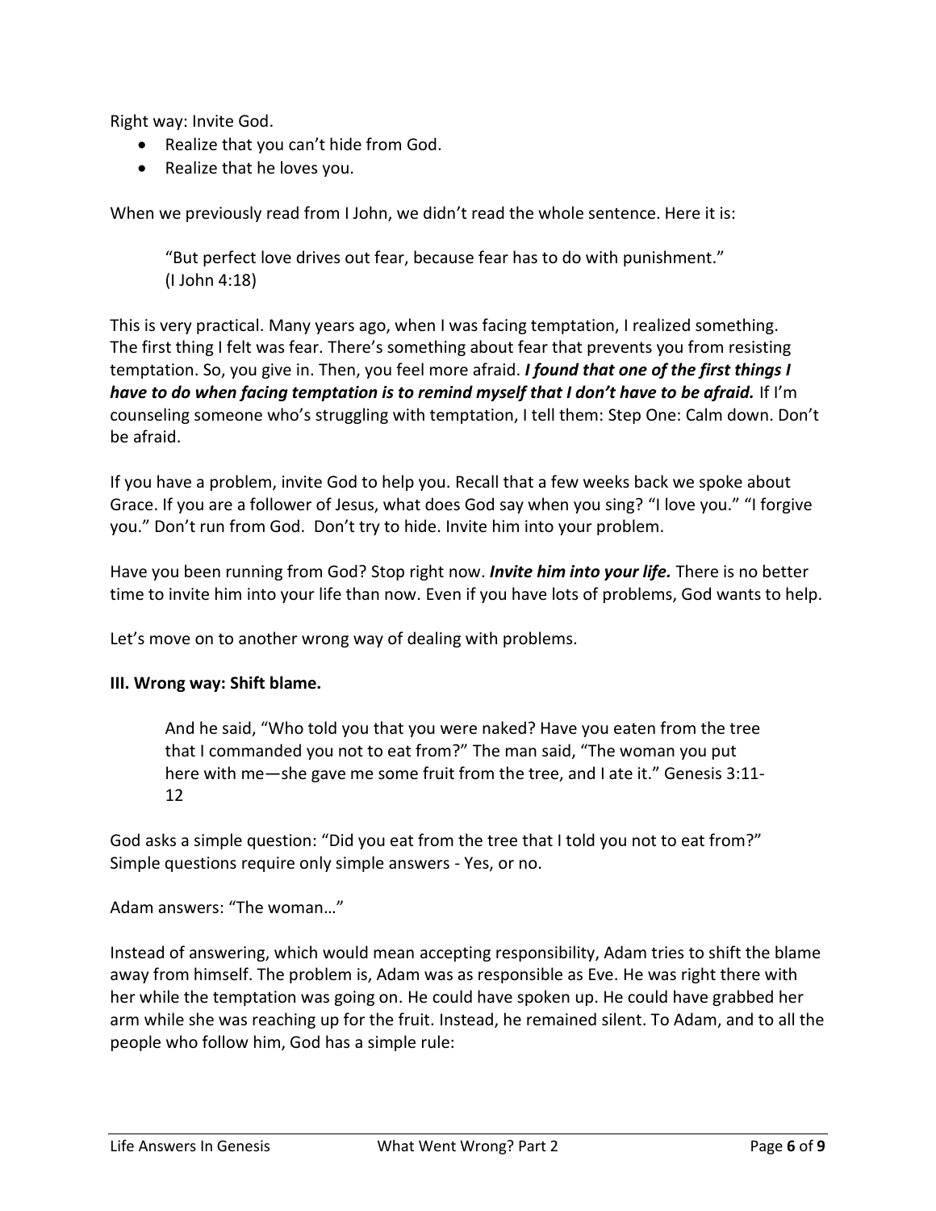Right way: Invite God.

- Realize that you can't hide from God.
- Realize that he loves you.

When we previously read from I John, we didn't read the whole sentence. Here it is:

> "But perfect love drives out fear, because fear has to do with punishment." (I John 4:18)

This is very practical. Many years ago, when I was facing temptation, I realized something. The first thing I felt was fear. There's something about fear that prevents you from resisting temptation. So, you give in. Then, you feel more afraid. ***I found that one of the first things I have to do when facing temptation is to remind myself that I don't have to be afraid.*** If I'm counseling someone who's struggling with temptation, I tell them: Step One: Calm down. Don't be afraid.

If you have a problem, invite God to help you. Recall that a few weeks back we spoke about Grace. If you are a follower of Jesus, what does God say when you sing? "I love you." "I forgive you." Don't run from God. Don't try to hide. Invite him into your problem.

Have you been running from God? Stop right now. ***Invite him into your life.*** There is no better time to invite him into your life than now. Even if you have lots of problems, God wants to help.

Let's move on to another wrong way of dealing with problems.

**III. Wrong way: Shift blame.**

> And he said, "Who told you that you were naked? Have you eaten from the tree that I commanded you not to eat from?" The man said, "The woman you put here with me—she gave me some fruit from the tree, and I ate it." Genesis 3:11-12

God asks a simple question: "Did you eat from the tree that I told you not to eat from?" Simple questions require only simple answers - Yes, or no.

Adam answers: "The woman…"

Instead of answering, which would mean accepting responsibility, Adam tries to shift the blame away from himself. The problem is, Adam was as responsible as Eve. He was right there with her while the temptation was going on. He could have spoken up. He could have grabbed her arm while she was reaching up for the fruit. Instead, he remained silent. To Adam, and to all the people who follow him, God has a simple rule: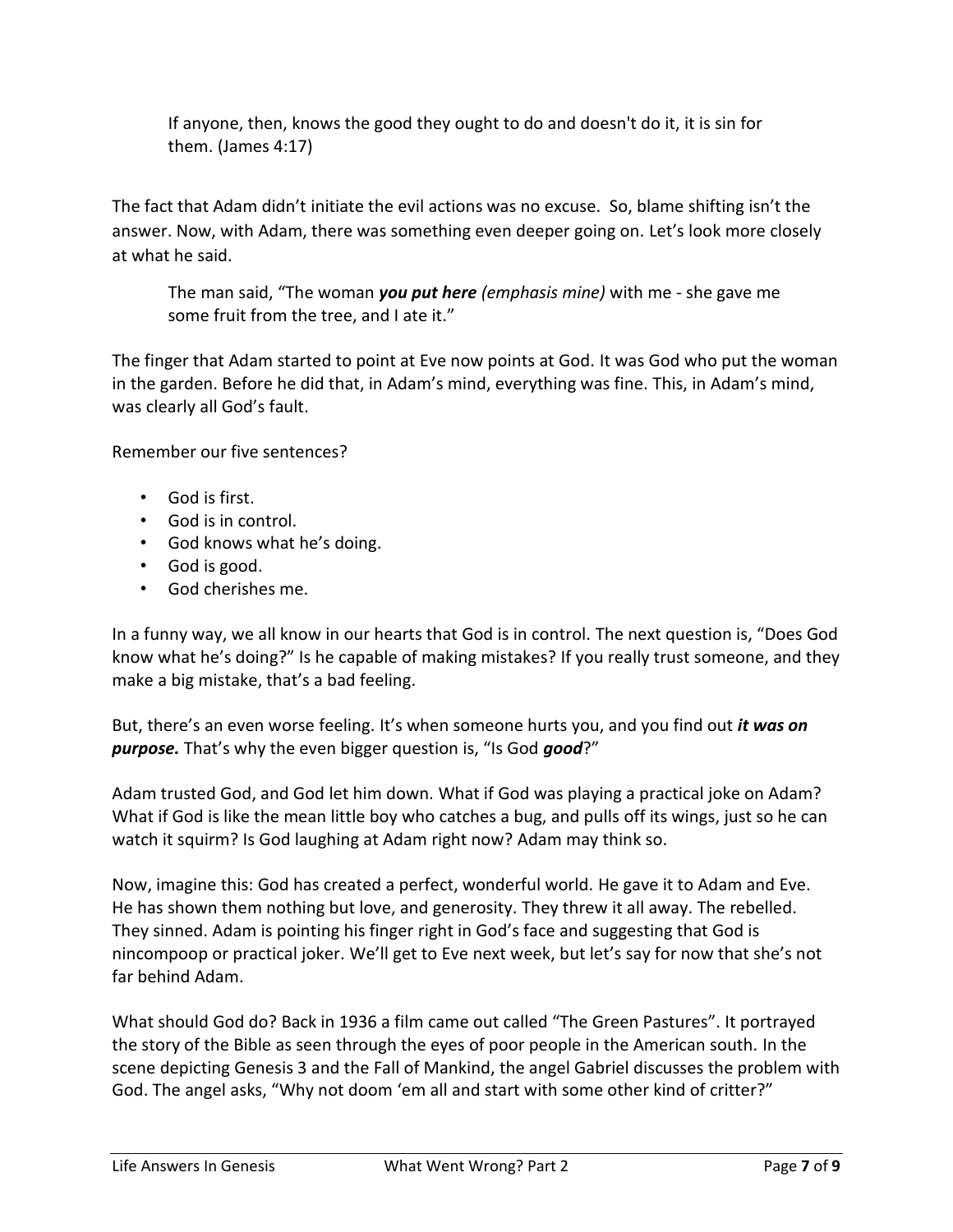> If anyone, then, knows the good they ought to do and doesn't do it, it is sin for them. (James 4:17)

The fact that Adam didn't initiate the evil actions was no excuse. So, blame shifting isn't the answer. Now, with Adam, there was something even deeper going on. Let's look more closely at what he said.

> The man said, "The woman ***you put here*** *(emphasis mine)* with me - she gave me some fruit from the tree, and I ate it."

The finger that Adam started to point at Eve now points at God. It was God who put the woman in the garden. Before he did that, in Adam's mind, everything was fine. This, in Adam's mind, was clearly all God's fault.

Remember our five sentences?

- God is first.
- God is in control.
- God knows what he's doing.
- God is good.
- God cherishes me.

In a funny way, we all know in our hearts that God is in control. The next question is, "Does God know what he's doing?" Is he capable of making mistakes? If you really trust someone, and they make a big mistake, that's a bad feeling.

But, there's an even worse feeling. It's when someone hurts you, and you find out ***it was on purpose.*** That's why the even bigger question is, "Is God ***good***?"

Adam trusted God, and God let him down. What if God was playing a practical joke on Adam? What if God is like the mean little boy who catches a bug, and pulls off its wings, just so he can watch it squirm? Is God laughing at Adam right now? Adam may think so.

Now, imagine this: God has created a perfect, wonderful world. He gave it to Adam and Eve. He has shown them nothing but love, and generosity. They threw it all away. The rebelled. They sinned. Adam is pointing his finger right in God's face and suggesting that God is nincompoop or practical joker. We'll get to Eve next week, but let's say for now that she's not far behind Adam.

What should God do? Back in 1936 a film came out called "The Green Pastures". It portrayed the story of the Bible as seen through the eyes of poor people in the American south. In the scene depicting Genesis 3 and the Fall of Mankind, the angel Gabriel discusses the problem with God. The angel asks, "Why not doom 'em all and start with some other kind of critter?"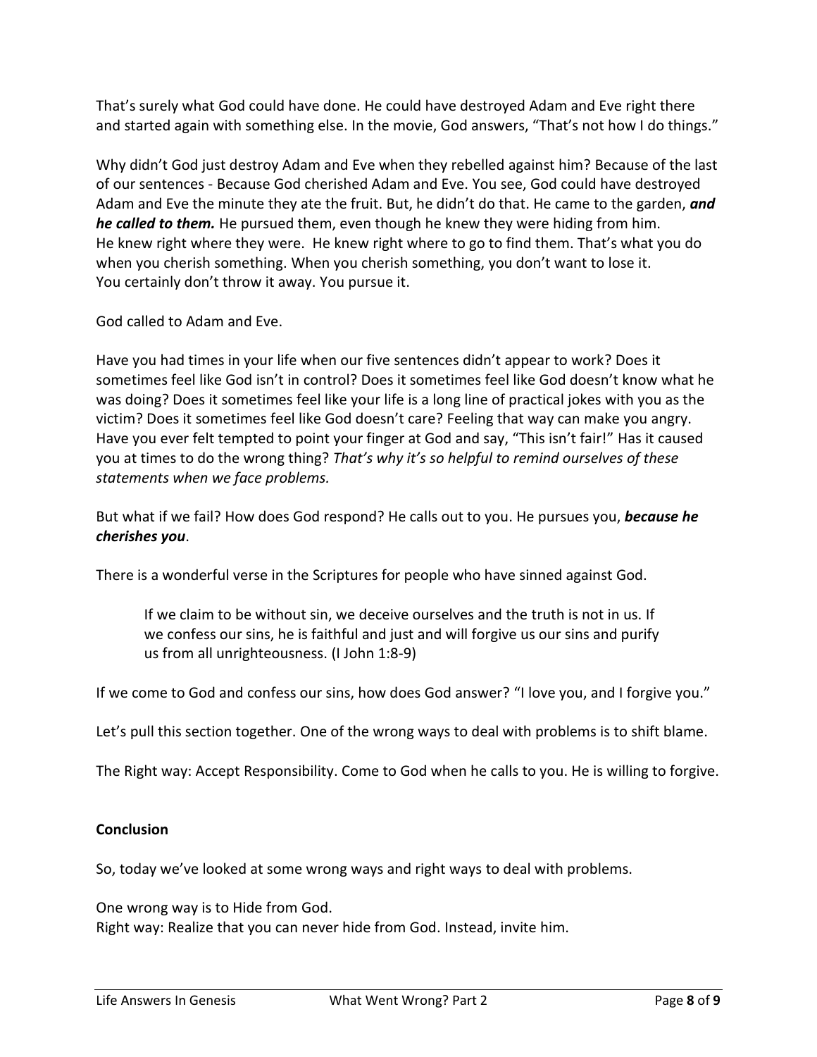That's surely what God could have done. He could have destroyed Adam and Eve right there and started again with something else. In the movie, God answers, "That's not how I do things."

Why didn't God just destroy Adam and Eve when they rebelled against him? Because of the last of our sentences - Because God cherished Adam and Eve. You see, God could have destroyed Adam and Eve the minute they ate the fruit. But, he didn't do that. He came to the garden, ***and he called to them.*** He pursued them, even though he knew they were hiding from him. He knew right where they were. He knew right where to go to find them. That's what you do when you cherish something. When you cherish something, you don't want to lose it. You certainly don't throw it away. You pursue it.

God called to Adam and Eve.

Have you had times in your life when our five sentences didn't appear to work? Does it sometimes feel like God isn't in control? Does it sometimes feel like God doesn't know what he was doing? Does it sometimes feel like your life is a long line of practical jokes with you as the victim? Does it sometimes feel like God doesn't care? Feeling that way can make you angry. Have you ever felt tempted to point your finger at God and say, "This isn't fair!" Has it caused you at times to do the wrong thing? *That's why it's so helpful to remind ourselves of these statements when we face problems.*

But what if we fail? How does God respond? He calls out to you. He pursues you, ***because he cherishes you***.

There is a wonderful verse in the Scriptures for people who have sinned against God.

> If we claim to be without sin, we deceive ourselves and the truth is not in us. If we confess our sins, he is faithful and just and will forgive us our sins and purify us from all unrighteousness. (I John 1:8-9)

If we come to God and confess our sins, how does God answer? "I love you, and I forgive you."

Let's pull this section together. One of the wrong ways to deal with problems is to shift blame.

The Right way: Accept Responsibility. Come to God when he calls to you. He is willing to forgive.

**Conclusion**

So, today we've looked at some wrong ways and right ways to deal with problems.

One wrong way is to Hide from God.
Right way: Realize that you can never hide from God. Instead, invite him.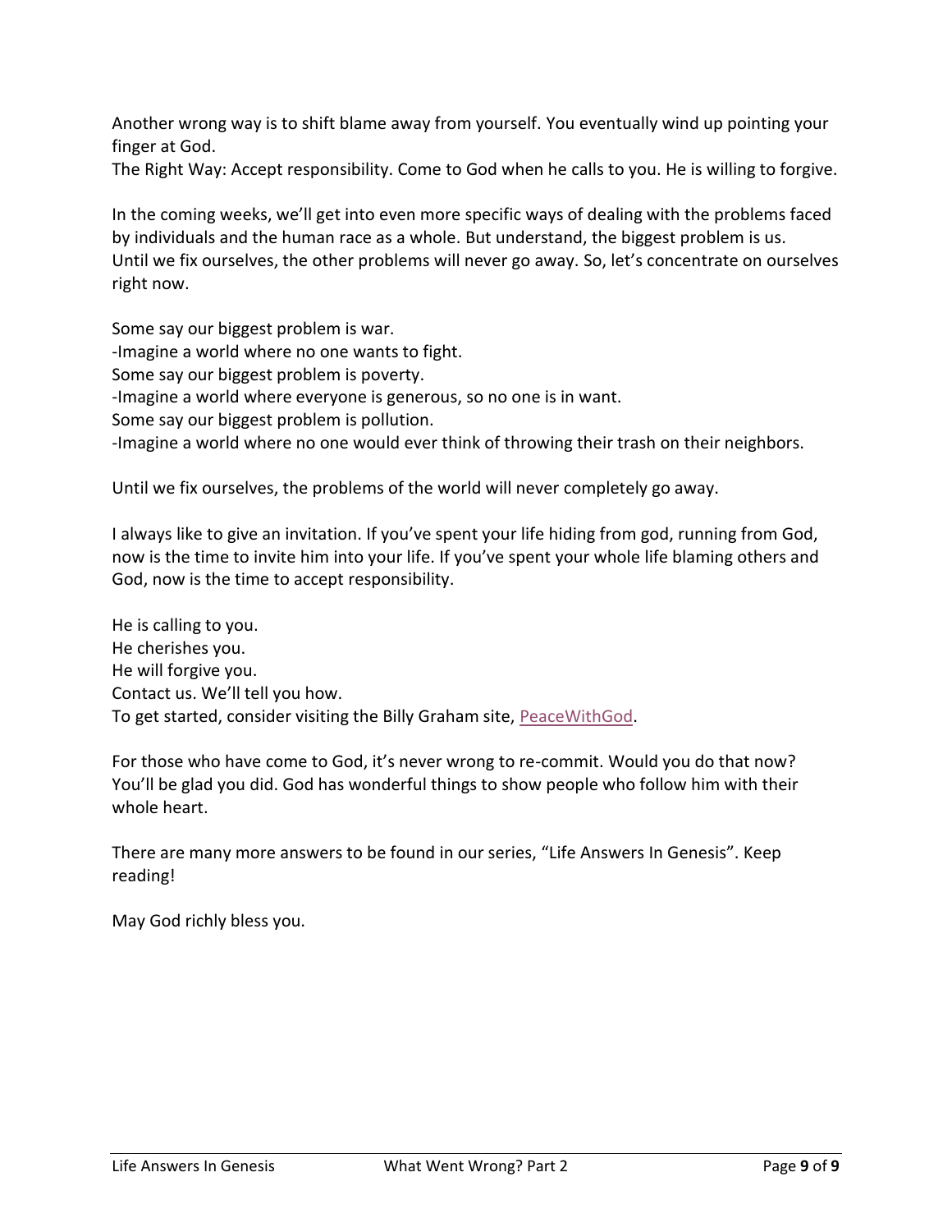Another wrong way is to shift blame away from yourself. You eventually wind up pointing your finger at God.
The Right Way: Accept responsibility. Come to God when he calls to you. He is willing to forgive.

In the coming weeks, we'll get into even more specific ways of dealing with the problems faced by individuals and the human race as a whole. But understand, the biggest problem is us. Until we fix ourselves, the other problems will never go away. So, let's concentrate on ourselves right now.

Some say our biggest problem is war.
-Imagine a world where no one wants to fight.
Some say our biggest problem is poverty.
-Imagine a world where everyone is generous, so no one is in want.
Some say our biggest problem is pollution.
-Imagine a world where no one would ever think of throwing their trash on their neighbors.

Until we fix ourselves, the problems of the world will never completely go away.

I always like to give an invitation. If you've spent your life hiding from god, running from God, now is the time to invite him into your life. If you've spent your whole life blaming others and God, now is the time to accept responsibility.

He is calling to you.
He cherishes you.
He will forgive you.
Contact us. We'll tell you how.
To get started, consider visiting the Billy Graham site, PeaceWithGod.

For those who have come to God, it's never wrong to re-commit. Would you do that now? You'll be glad you did. God has wonderful things to show people who follow him with their whole heart.

There are many more answers to be found in our series, "Life Answers In Genesis". Keep reading!

May God richly bless you.